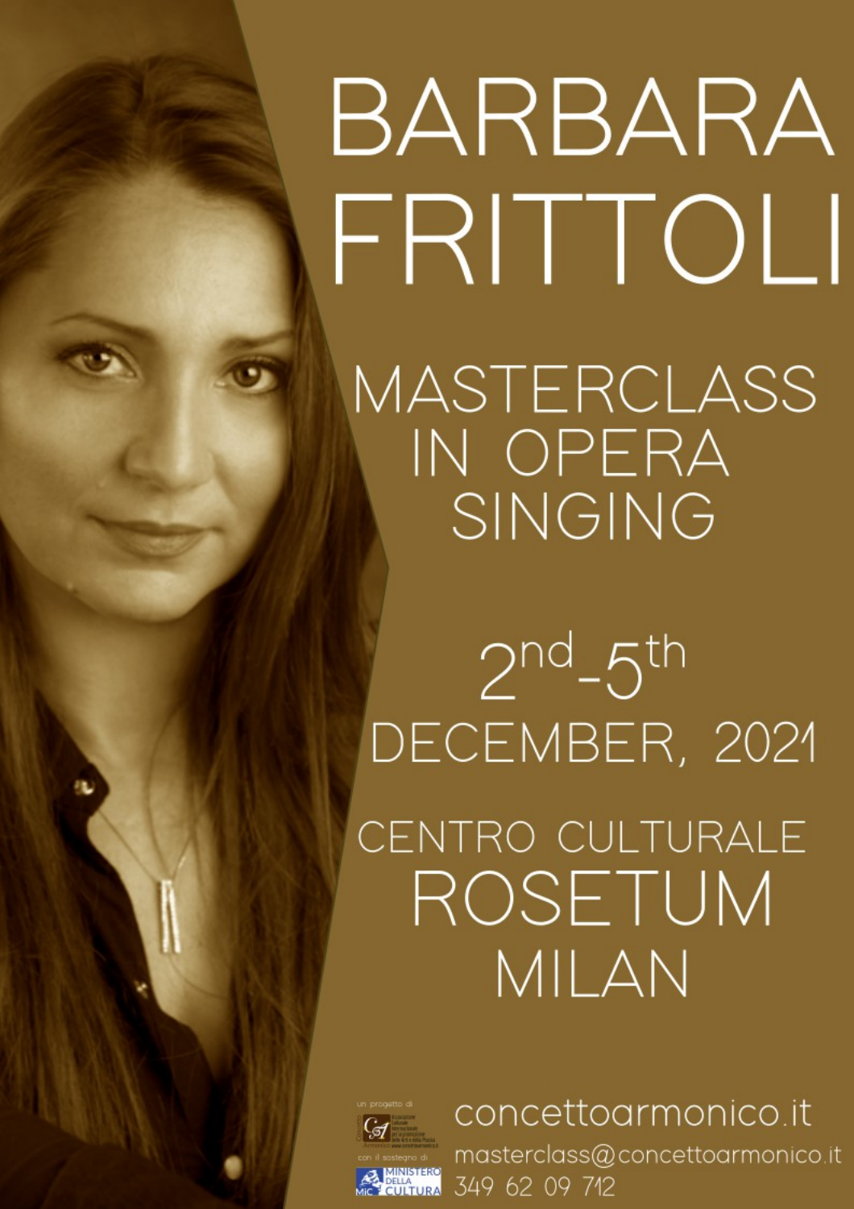# BARBARA FRITTOLI

## MASTERCLASS IN OPERA SINGING

2nd-5th DECEMBER, 2021

CENTRO CULTURALE
ROSETUM
MILAN

un progetto di

Concetto Armonico – Associazione culturale internazionale per la promozione delle Arti e della Musica – www.concettoarmonico.it

con il sostegno di

MiC – MINISTERO DELLA CULTURA

concettoarmonico.it

masterclass@concettoarmonico.it

349 62 09 712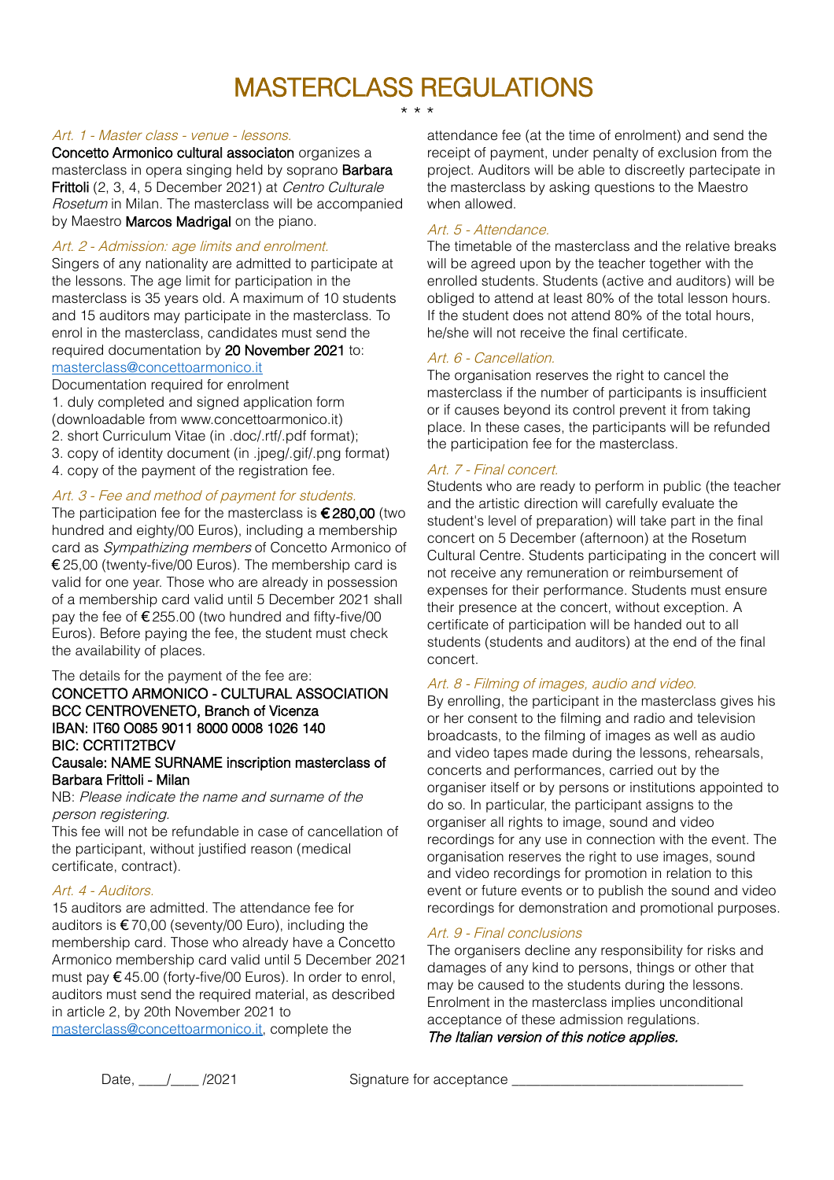# MASTERCLASS REGULATIONS

\* \* \*

*Art. 1 - Master class - venue - lessons.*

**Concetto Armonico cultural associaton** organizes a masterclass in opera singing held by soprano **Barbara Frittoli** (2, 3, 4, 5 December 2021) at *Centro Culturale Rosetum* in Milan. The masterclass will be accompanied by Maestro **Marcos Madrigal** on the piano.

*Art. 2 - Admission: age limits and enrolment.*

Singers of any nationality are admitted to participate at the lessons. The age limit for participation in the masterclass is 35 years old. A maximum of 10 students and 15 auditors may participate in the masterclass. To enrol in the masterclass, candidates must send the required documentation by **20 November 2021** to: masterclass@concettoarmonico.it

Documentation required for enrolment

1. duly completed and signed application form (downloadable from www.concettoarmonico.it)
2. short Curriculum Vitae (in .doc/.rtf/.pdf format);
3. copy of identity document (in .jpeg/.gif/.png format)
4. copy of the payment of the registration fee.

*Art. 3 - Fee and method of payment for students.*

The participation fee for the masterclass is **€ 280,00** (two hundred and eighty/00 Euros), including a membership card as *Sympathizing members* of Concetto Armonico of € 25,00 (twenty-five/00 Euros). The membership card is valid for one year. Those who are already in possession of a membership card valid until 5 December 2021 shall pay the fee of € 255.00 (two hundred and fifty-five/00 Euros). Before paying the fee, the student must check the availability of places.

The details for the payment of the fee are:

**CONCETTO ARMONICO - CULTURAL ASSOCIATION**
**BCC CENTROVENETO, Branch of Vicenza**
**IBAN: IT60 O085 9011 8000 0008 1026 140**
**BIC: CCRTIT2TBCV**
**Causale: NAME SURNAME inscription masterclass of Barbara Frittoli - Milan**

NB: *Please indicate the name and surname of the person registering.*

This fee will not be refundable in case of cancellation of the participant, without justified reason (medical certificate, contract).

*Art. 4 - Auditors.*

15 auditors are admitted. The attendance fee for auditors is € 70,00 (seventy/00 Euro), including the membership card. Those who already have a Concetto Armonico membership card valid until 5 December 2021 must pay € 45.00 (forty-five/00 Euros). In order to enrol, auditors must send the required material, as described in article 2, by 20th November 2021 to masterclass@concettoarmonico.it, complete the attendance fee (at the time of enrolment) and send the receipt of payment, under penalty of exclusion from the project. Auditors will be able to discreetly partecipate in the masterclass by asking questions to the Maestro when allowed.

*Art. 5 - Attendance.*

The timetable of the masterclass and the relative breaks will be agreed upon by the teacher together with the enrolled students. Students (active and auditors) will be obliged to attend at least 80% of the total lesson hours. If the student does not attend 80% of the total hours, he/she will not receive the final certificate.

*Art. 6 - Cancellation.*

The organisation reserves the right to cancel the masterclass if the number of participants is insufficient or if causes beyond its control prevent it from taking place. In these cases, the participants will be refunded the participation fee for the masterclass.

*Art. 7 - Final concert.*

Students who are ready to perform in public (the teacher and the artistic direction will carefully evaluate the student's level of preparation) will take part in the final concert on 5 December (afternoon) at the Rosetum Cultural Centre. Students participating in the concert will not receive any remuneration or reimbursement of expenses for their performance. Students must ensure their presence at the concert, without exception. A certificate of participation will be handed out to all students (students and auditors) at the end of the final concert.

*Art. 8 - Filming of images, audio and video.*

By enrolling, the participant in the masterclass gives his or her consent to the filming and radio and television broadcasts, to the filming of images as well as audio and video tapes made during the lessons, rehearsals, concerts and performances, carried out by the organiser itself or by persons or institutions appointed to do so. In particular, the participant assigns to the organiser all rights to image, sound and video recordings for any use in connection with the event. The organisation reserves the right to use images, sound and video recordings for promotion in relation to this event or future events or to publish the sound and video recordings for demonstration and promotional purposes.

*Art. 9 - Final conclusions*

The organisers decline any responsibility for risks and damages of any kind to persons, things or other that may be caused to the students during the lessons. Enrolment in the masterclass implies unconditional acceptance of these admission regulations.

***The Italian version of this notice applies.***

Date, \_\_\_\_/\_\_\_\_ /2021 Signature for acceptance \_\_\_\_\_\_\_\_\_\_\_\_\_\_\_\_\_\_\_\_\_\_\_\_\_\_\_\_\_\_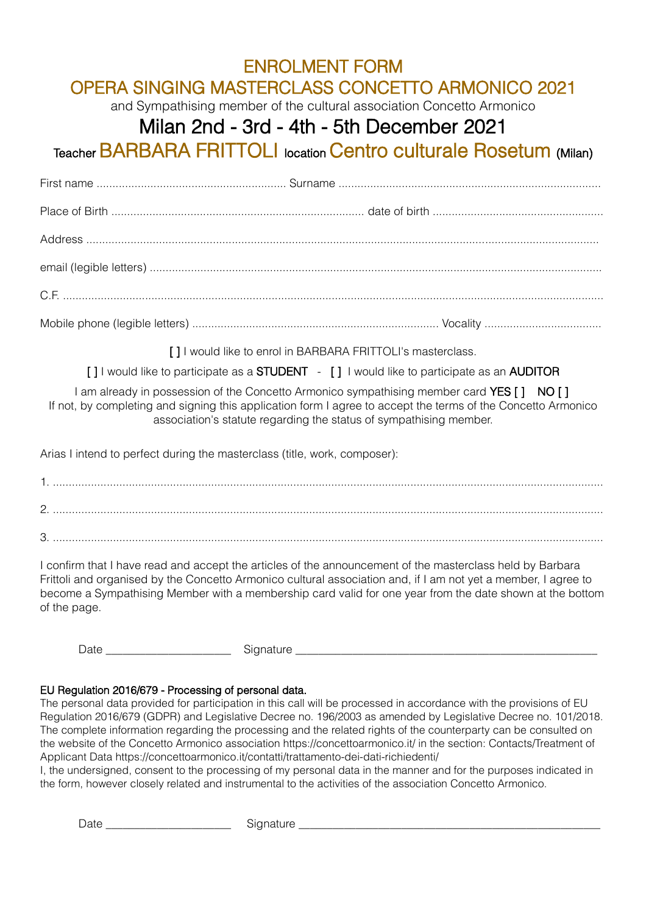# ENROLMENT FORM

# OPERA SINGING MASTERCLASS CONCETTO ARMONICO 2021

and Sympathising member of the cultural association Concetto Armonico

## Milan 2nd - 3rd - 4th - 5th December 2021

## Teacher BARBARA FRITTOLI location Centro culturale Rosetum (Milan)

First name ........................................................... Surname ..................................................................................

Place of Birth ............................................................................... date of birth .....................................................

Address ..............................................................................................................................................................

email (legible letters) ............................................................................................................................................

C.F. .....................................................................................................................................................................

Mobile phone (legible letters) ............................................................................ Vocality ....................................

**[ ]** I would like to enrol in BARBARA FRITTOLI's masterclass.

**[ ]** I would like to participate as a **STUDENT** - **[ ]** I would like to participate as an **AUDITOR**

I am already in possession of the Concetto Armonico sympathising member card **YES [ ]** **NO [ ]**
If not, by completing and signing this application form I agree to accept the terms of the Concetto Armonico association's statute regarding the status of sympathising member.

Arias I intend to perfect during the masterclass (title, work, composer):

1. .....................................................................................................................................................................

2. .....................................................................................................................................................................

3. .....................................................................................................................................................................

I confirm that I have read and accept the articles of the announcement of the masterclass held by Barbara Frittoli and organised by the Concetto Armonico cultural association and, if I am not yet a member, I agree to become a Sympathising Member with a membership card valid for one year from the date shown at the bottom of the page.

Date ____________________ Signature ______________________________________________

**EU Regulation 2016/679 - Processing of personal data.**
The personal data provided for participation in this call will be processed in accordance with the provisions of EU Regulation 2016/679 (GDPR) and Legislative Decree no. 196/2003 as amended by Legislative Decree no. 101/2018. The complete information regarding the processing and the related rights of the counterparty can be consulted on the website of the Concetto Armonico association https://concettoarmonico.it/ in the section: Contacts/Treatment of Applicant Data https://concettoarmonico.it/contatti/trattamento-dei-dati-richiedenti/
I, the undersigned, consent to the processing of my personal data in the manner and for the purposes indicated in the form, however closely related and instrumental to the activities of the association Concetto Armonico.

Date ____________________ Signature ______________________________________________